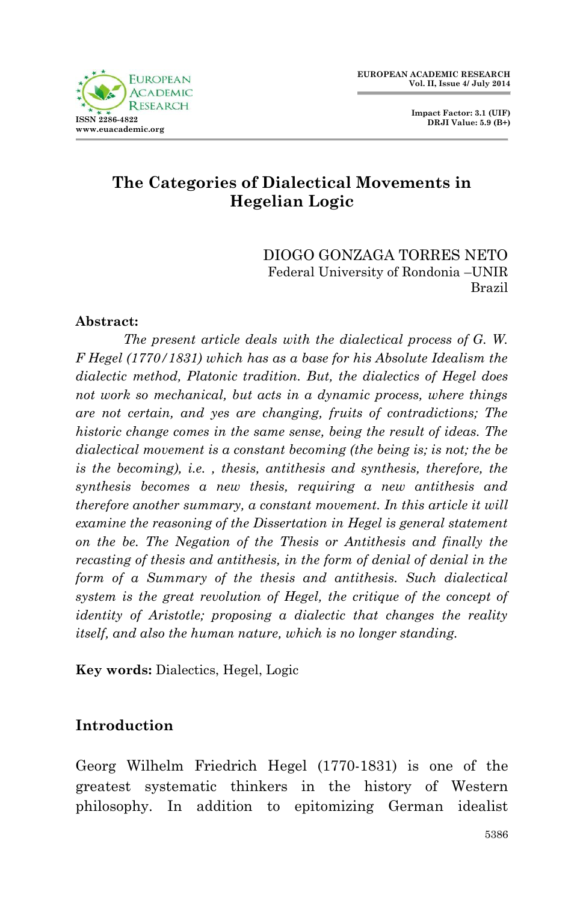# The Categories of Dialectical Movements in Hegelian Logic

DIOGO GONZAGA TORRES NETO
Federal University of Rondonia –UNIR
Brazil

**Abstract:**

*The present article deals with the dialectical process of G. W. F Hegel (1770/1831) which has as a base for his Absolute Idealism the dialectic method, Platonic tradition. But, the dialectics of Hegel does not work so mechanical, but acts in a dynamic process, where things are not certain, and yes are changing, fruits of contradictions; The historic change comes in the same sense, being the result of ideas. The dialectical movement is a constant becoming (the being is; is not; the be is the becoming), i.e. , thesis, antithesis and synthesis, therefore, the synthesis becomes a new thesis, requiring a new antithesis and therefore another summary, a constant movement. In this article it will examine the reasoning of the Dissertation in Hegel is general statement on the be. The Negation of the Thesis or Antithesis and finally the recasting of thesis and antithesis, in the form of denial of denial in the form of a Summary of the thesis and antithesis. Such dialectical system is the great revolution of Hegel, the critique of the concept of identity of Aristotle; proposing a dialectic that changes the reality itself, and also the human nature, which is no longer standing.*

**Key words:** Dialectics, Hegel, Logic

## Introduction

Georg Wilhelm Friedrich Hegel (1770-1831) is one of the greatest systematic thinkers in the history of Western philosophy. In addition to epitomizing German idealist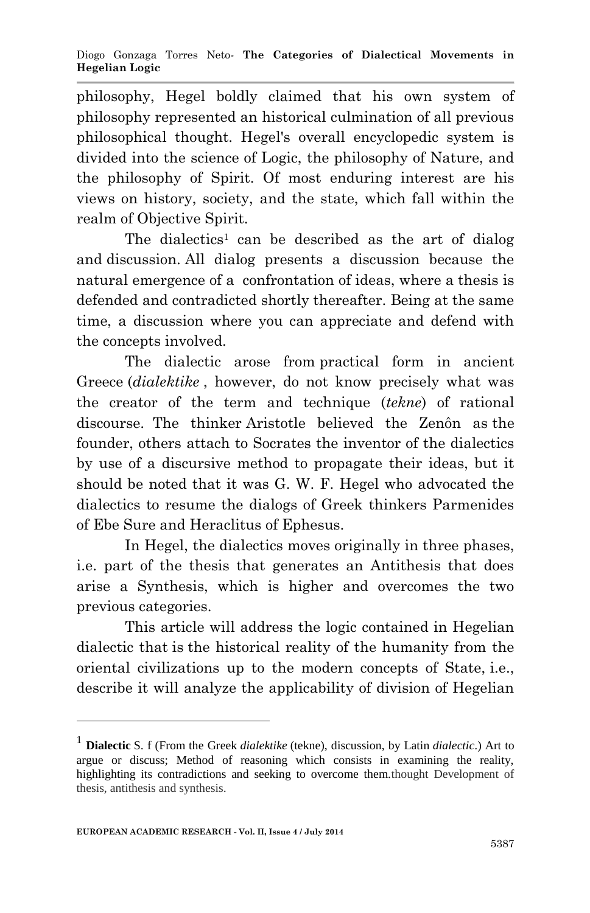philosophy, Hegel boldly claimed that his own system of philosophy represented an historical culmination of all previous philosophical thought. Hegel's overall encyclopedic system is divided into the science of Logic, the philosophy of Nature, and the philosophy of Spirit. Of most enduring interest are his views on history, society, and the state, which fall within the realm of Objective Spirit.

The dialectics[1] can be described as the art of dialog and discussion. All dialog presents a discussion because the natural emergence of a confrontation of ideas, where a thesis is defended and contradicted shortly thereafter. Being at the same time, a discussion where you can appreciate and defend with the concepts involved.

The dialectic arose from practical form in ancient Greece (*dialektike* , however, do not know precisely what was the creator of the term and technique (*tekne*) of rational discourse. The thinker Aristotle believed the Zenôn as the founder, others attach to Socrates the inventor of the dialectics by use of a discursive method to propagate their ideas, but it should be noted that it was G. W. F. Hegel who advocated the dialectics to resume the dialogs of Greek thinkers Parmenides of Ebe Sure and Heraclitus of Ephesus.

In Hegel, the dialectics moves originally in three phases, i.e. part of the thesis that generates an Antithesis that does arise a Synthesis, which is higher and overcomes the two previous categories.

This article will address the logic contained in Hegelian dialectic that is the historical reality of the humanity from the oriental civilizations up to the modern concepts of State, i.e., describe it will analyze the applicability of division of Hegelian

---

[1] **Dialectic** S. f (From the Greek *dialektike* (tekne), discussion, by Latin *dialectic*.) Art to argue or discuss; Method of reasoning which consists in examining the reality, highlighting its contradictions and seeking to overcome them.thought Development of thesis, antithesis and synthesis.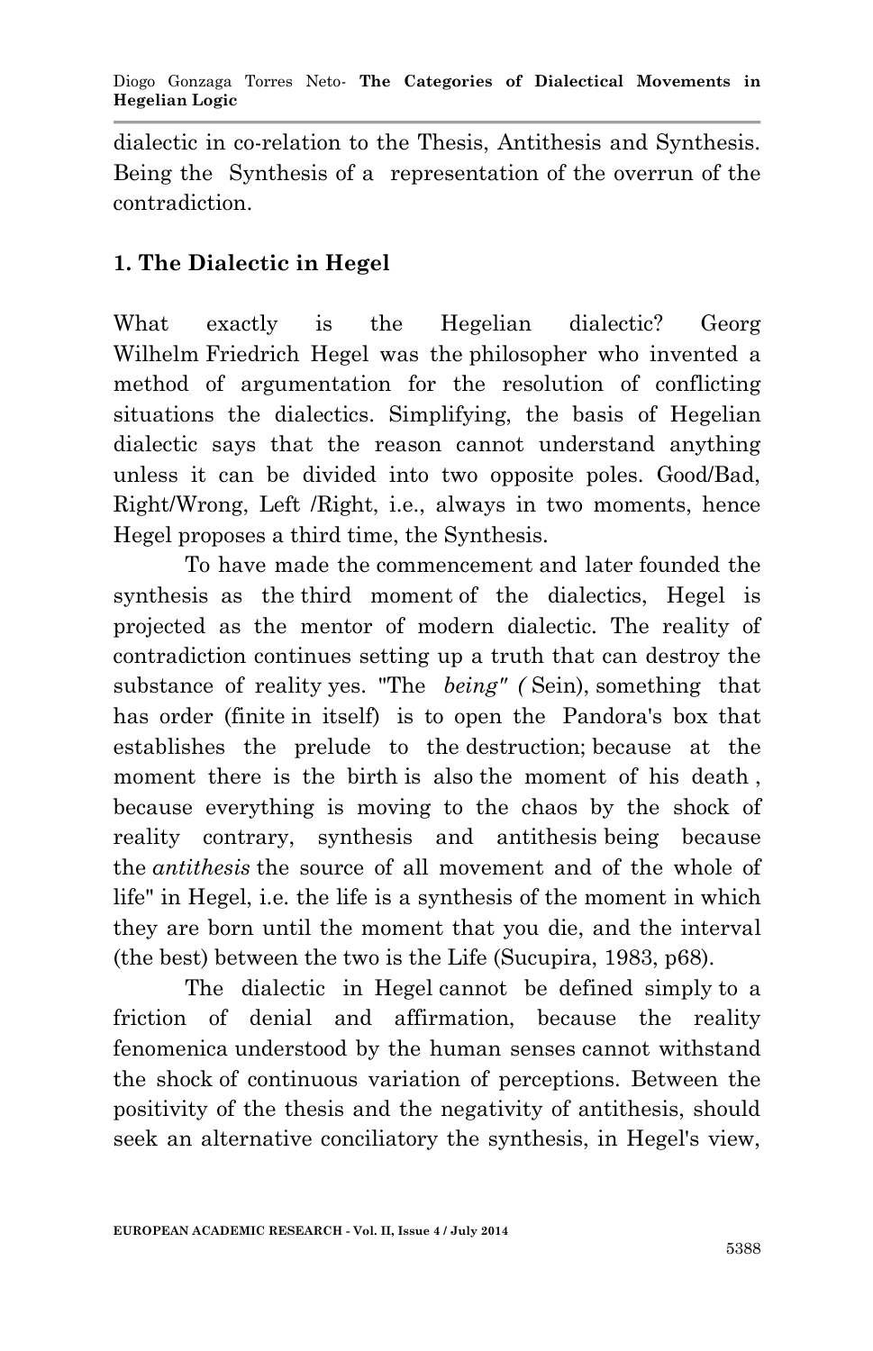dialectic in co-relation to the Thesis, Antithesis and Synthesis. Being the Synthesis of a representation of the overrun of the contradiction.

## 1. The Dialectic in Hegel

What exactly is the Hegelian dialectic? Georg Wilhelm Friedrich Hegel was the philosopher who invented a method of argumentation for the resolution of conflicting situations the dialectics. Simplifying, the basis of Hegelian dialectic says that the reason cannot understand anything unless it can be divided into two opposite poles. Good/Bad, Right/Wrong, Left /Right, i.e., always in two moments, hence Hegel proposes a third time, the Synthesis.

To have made the commencement and later founded the synthesis as the third moment of the dialectics, Hegel is projected as the mentor of modern dialectic. The reality of contradiction continues setting up a truth that can destroy the substance of reality yes. "The *being" (* Sein), something that has order (finite in itself) is to open the Pandora's box that establishes the prelude to the destruction; because at the moment there is the birth is also the moment of his death , because everything is moving to the chaos by the shock of reality contrary, synthesis and antithesis being because the *antithesis* the source of all movement and of the whole of life" in Hegel, i.e. the life is a synthesis of the moment in which they are born until the moment that you die, and the interval (the best) between the two is the Life (Sucupira, 1983, p68).

The dialectic in Hegel cannot be defined simply to a friction of denial and affirmation, because the reality fenomenica understood by the human senses cannot withstand the shock of continuous variation of perceptions. Between the positivity of the thesis and the negativity of antithesis, should seek an alternative conciliatory the synthesis, in Hegel's view,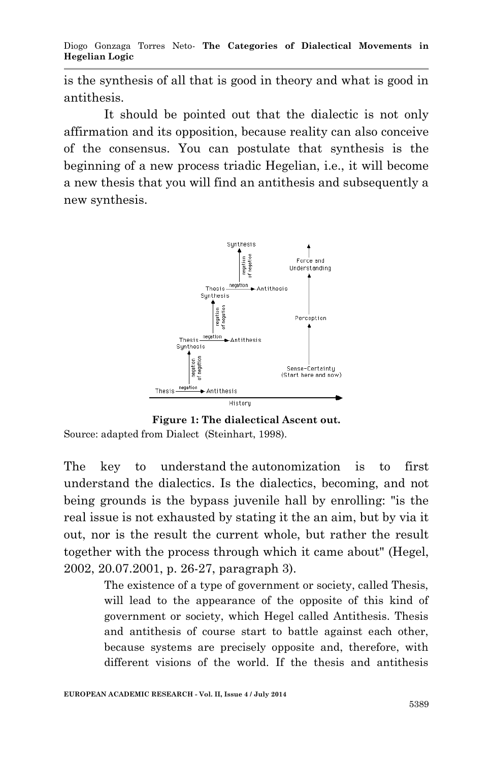is the synthesis of all that is good in theory and what is good in antithesis.

It should be pointed out that the dialectic is not only affirmation and its opposition, because reality can also conceive of the consensus. You can postulate that synthesis is the beginning of a new process triadic Hegelian, i.e., it will become a new thesis that you will find an antithesis and subsequently a new synthesis.

**Figure 1: The dialectical Ascent out.**

Source: adapted from Dialect (Steinhart, 1998).

The key to understand the autonomization is to first understand the dialectics. Is the dialectics, becoming, and not being grounds is the bypass juvenile hall by enrolling: "is the real issue is not exhausted by stating it the an aim, but by via it out, nor is the result the current whole, but rather the result together with the process through which it came about" (Hegel, 2002, 20.07.2001, p. 26-27, paragraph 3).

> The existence of a type of government or society, called Thesis, will lead to the appearance of the opposite of this kind of government or society, which Hegel called Antithesis. Thesis and antithesis of course start to battle against each other, because systems are precisely opposite and, therefore, with different visions of the world. If the thesis and antithesis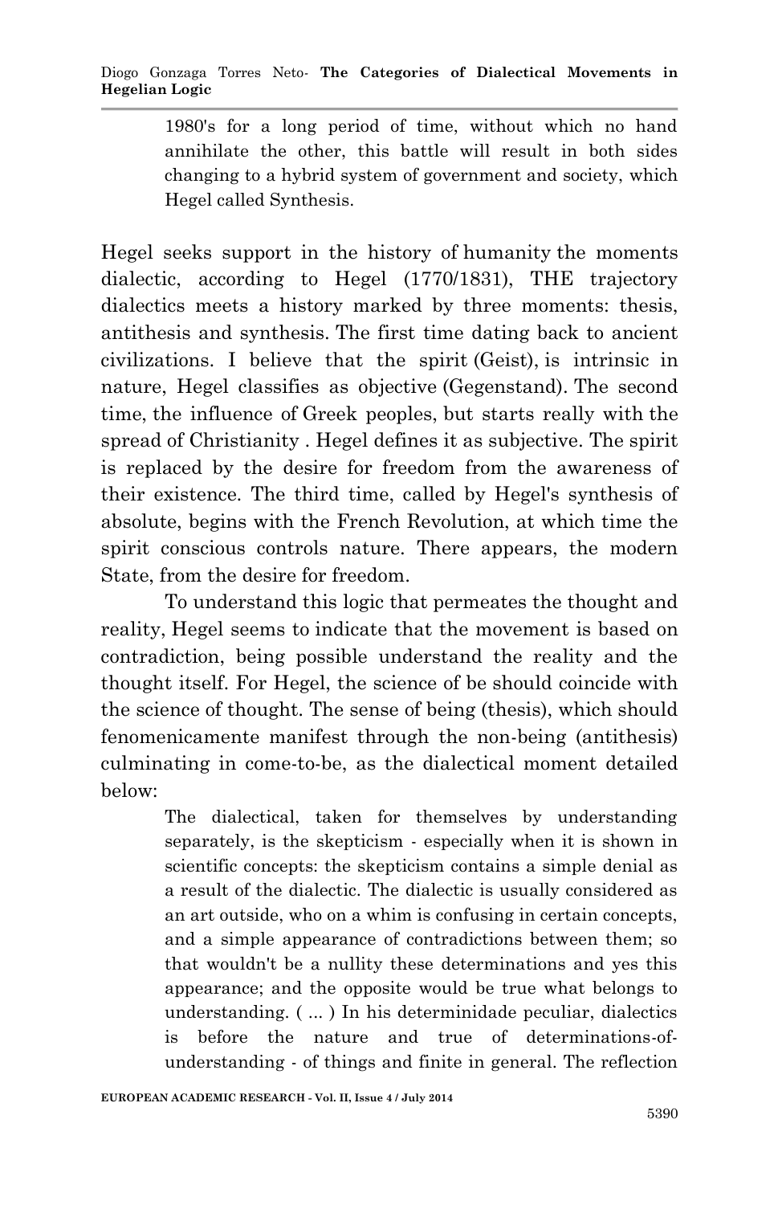> 1980's for a long period of time, without which no hand annihilate the other, this battle will result in both sides changing to a hybrid system of government and society, which Hegel called Synthesis.

Hegel seeks support in the history of humanity the moments dialectic, according to Hegel (1770/1831), THE trajectory dialectics meets a history marked by three moments: thesis, antithesis and synthesis. The first time dating back to ancient civilizations. I believe that the spirit (Geist), is intrinsic in nature, Hegel classifies as objective (Gegenstand). The second time, the influence of Greek peoples, but starts really with the spread of Christianity . Hegel defines it as subjective. The spirit is replaced by the desire for freedom from the awareness of their existence. The third time, called by Hegel's synthesis of absolute, begins with the French Revolution, at which time the spirit conscious controls nature. There appears, the modern State, from the desire for freedom.

To understand this logic that permeates the thought and reality, Hegel seems to indicate that the movement is based on contradiction, being possible understand the reality and the thought itself. For Hegel, the science of be should coincide with the science of thought. The sense of being (thesis), which should fenomenicamente manifest through the non-being (antithesis) culminating in come-to-be, as the dialectical moment detailed below:

> The dialectical, taken for themselves by understanding separately, is the skepticism - especially when it is shown in scientific concepts: the skepticism contains a simple denial as a result of the dialectic. The dialectic is usually considered as an art outside, who on a whim is confusing in certain concepts, and a simple appearance of contradictions between them; so that wouldn't be a nullity these determinations and yes this appearance; and the opposite would be true what belongs to understanding. ( ... ) In his determinidade peculiar, dialectics is before the nature and true of determinations-of-understanding - of things and finite in general. The reflection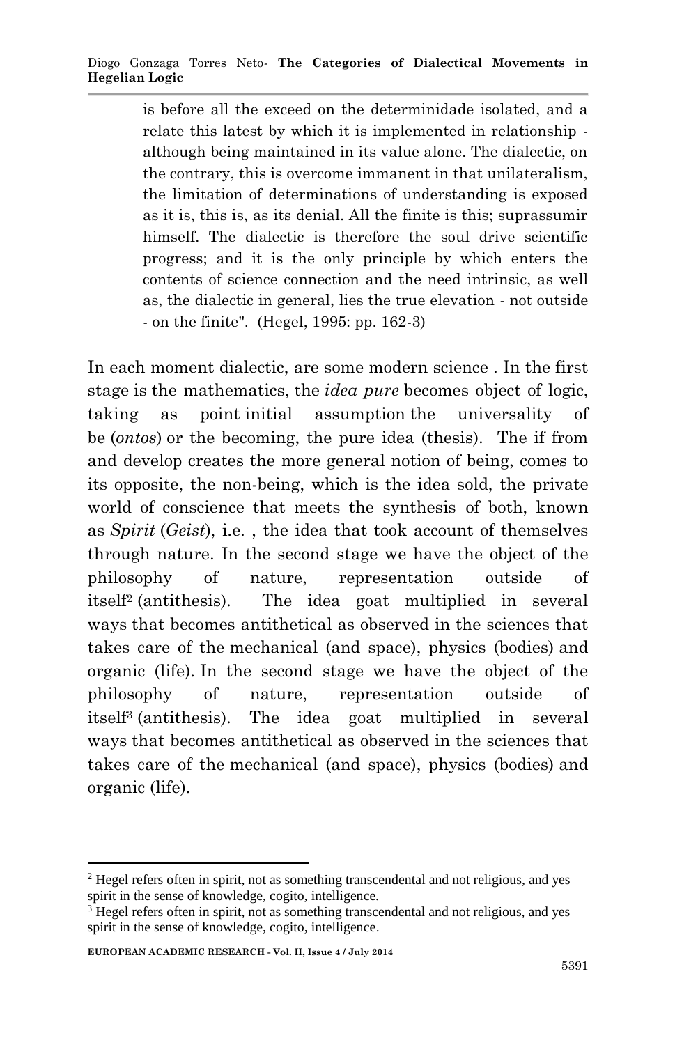> is before all the exceed on the determinidade isolated, and a relate this latest by which it is implemented in relationship - although being maintained in its value alone. The dialectic, on the contrary, this is overcome immanent in that unilateralism, the limitation of determinations of understanding is exposed as it is, this is, as its denial. All the finite is this; suprassumir himself. The dialectic is therefore the soul drive scientific progress; and it is the only principle by which enters the contents of science connection and the need intrinsic, as well as, the dialectic in general, lies the true elevation - not outside - on the finite". (Hegel, 1995: pp. 162-3)

In each moment dialectic, are some modern science . In the first stage is the mathematics, the *idea pure* becomes object of logic, taking as point initial assumption the universality of be (*ontos*) or the becoming, the pure idea (thesis). The if from and develop creates the more general notion of being, comes to its opposite, the non-being, which is the idea sold, the private world of conscience that meets the synthesis of both, known as *Spirit* (*Geist*), i.e. , the idea that took account of themselves through nature. In the second stage we have the object of the philosophy of nature, representation outside of itself[2] (antithesis). The idea goat multiplied in several ways that becomes antithetical as observed in the sciences that takes care of the mechanical (and space), physics (bodies) and organic (life). In the second stage we have the object of the philosophy of nature, representation outside of itself[3] (antithesis). The idea goat multiplied in several ways that becomes antithetical as observed in the sciences that takes care of the mechanical (and space), physics (bodies) and organic (life).

---

[2] Hegel refers often in spirit, not as something transcendental and not religious, and yes spirit in the sense of knowledge, cogito, intelligence.

[3] Hegel refers often in spirit, not as something transcendental and not religious, and yes spirit in the sense of knowledge, cogito, intelligence.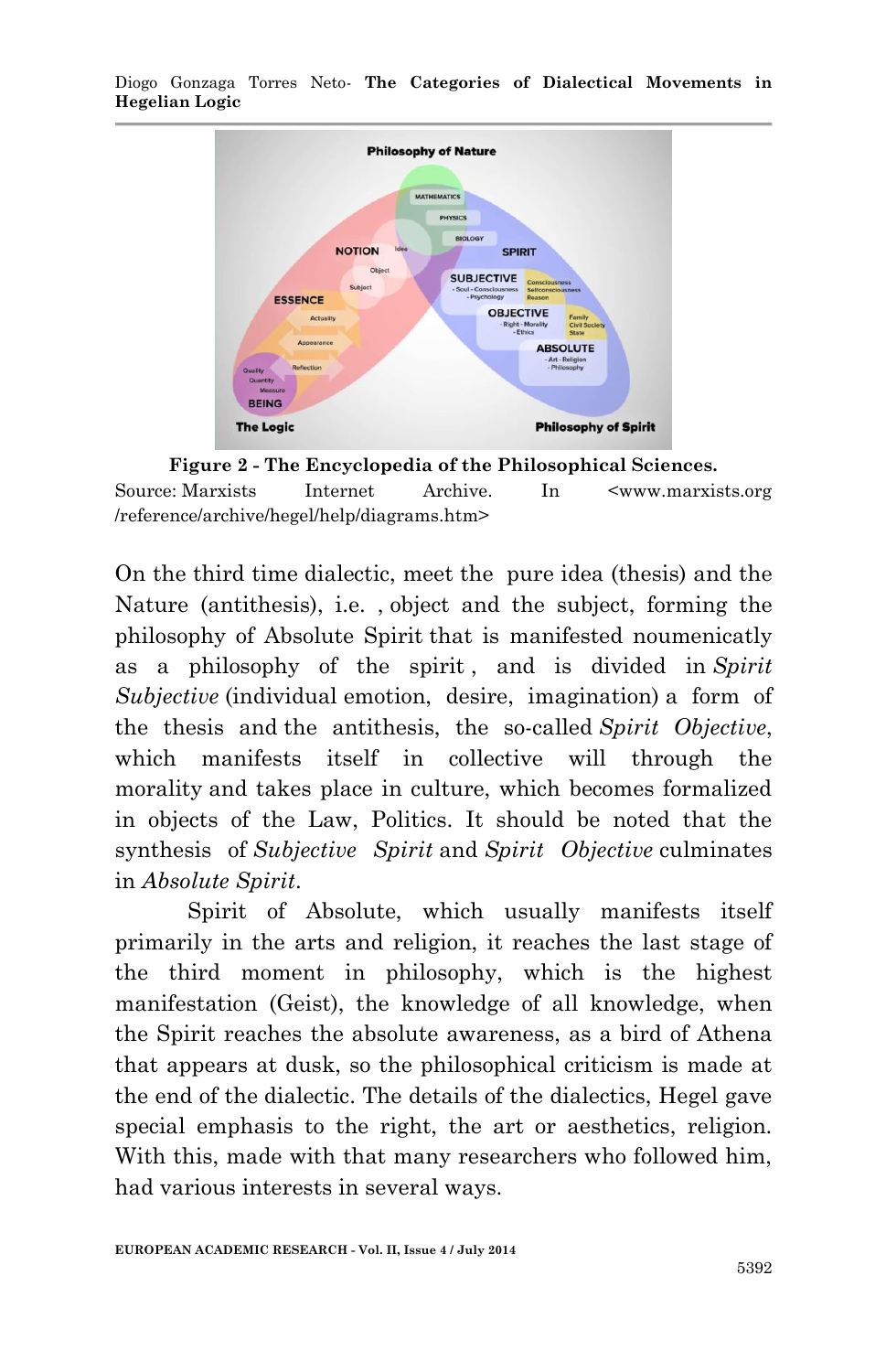**Figure 2 - The Encyclopedia of the Philosophical Sciences.**
Source: Marxists Internet Archive. In <www.marxists.org /reference/archive/hegel/help/diagrams.htm>

On the third time dialectic, meet the pure idea (thesis) and the Nature (antithesis), i.e. , object and the subject, forming the philosophy of Absolute Spirit that is manifested noumenically as a philosophy of the spirit , and is divided in *Spirit Subjective* (individual emotion, desire, imagination) a form of the thesis and the antithesis, the so-called *Spirit Objective*, which manifests itself in collective will through the morality and takes place in culture, which becomes formalized in objects of the Law, Politics. It should be noted that the synthesis of *Subjective Spirit* and *Spirit Objective* culminates in *Absolute Spirit*.

Spirit of Absolute, which usually manifests itself primarily in the arts and religion, it reaches the last stage of the third moment in philosophy, which is the highest manifestation (Geist), the knowledge of all knowledge, when the Spirit reaches the absolute awareness, as a bird of Athena that appears at dusk, so the philosophical criticism is made at the end of the dialectic. The details of the dialectics, Hegel gave special emphasis to the right, the art or aesthetics, religion. With this, made with that many researchers who followed him, had various interests in several ways.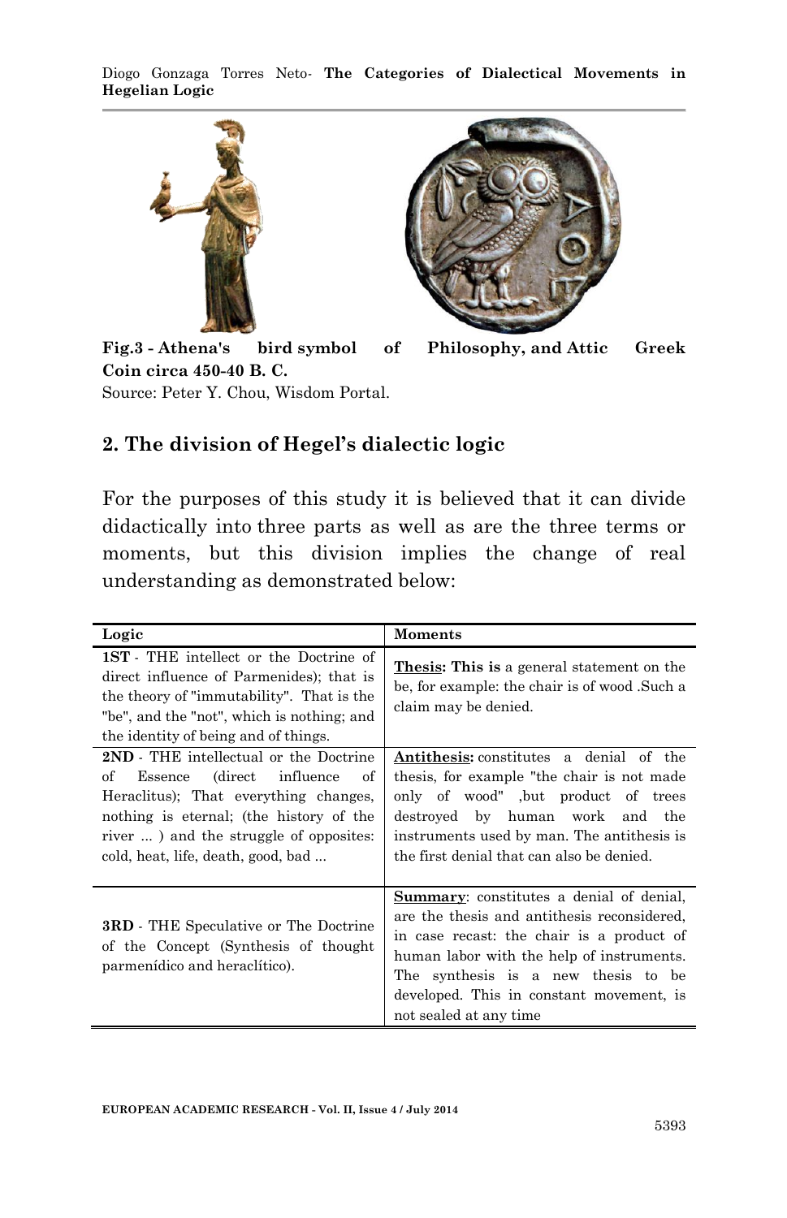**Fig.3 - Athena's bird symbol of Philosophy, and Attic Greek Coin circa 450-40 B. C.**
Source: Peter Y. Chou, Wisdom Portal.

## 2. The division of Hegel's dialectic logic

For the purposes of this study it is believed that it can divide didactically into three parts as well as are the three terms or moments, but this division implies the change of real understanding as demonstrated below:

| Logic | Moments |
|---|---|
| **1ST** - THE intellect or the Doctrine of direct influence of Parmenides); that is the theory of "immutability". That is the "be", and the "not", which is nothing; and the identity of being and of things. | <u>**Thesis**</u>**: This is** a general statement on the be, for example: the chair is of wood .Such a claim may be denied. |
| **2ND** - THE intellectual or the Doctrine of Essence (direct influence of Heraclitus); That everything changes, nothing is eternal; (the history of the river ... ) and the struggle of opposites: cold, heat, life, death, good, bad ... | <u>**Antithesis:**</u> constitutes a denial of the thesis, for example "the chair is not made only of wood" ,but product of trees destroyed by human work and the instruments used by man. The antithesis is the first denial that can also be denied. |
| **3RD** - THE Speculative or The Doctrine of the Concept (Synthesis of thought parmenídico and heraclítico). | <u>**Summary**</u>: constitutes a denial of denial, are the thesis and antithesis reconsidered, in case recast: the chair is a product of human labor with the help of instruments. The synthesis is a new thesis to be developed. This in constant movement, is not sealed at any time |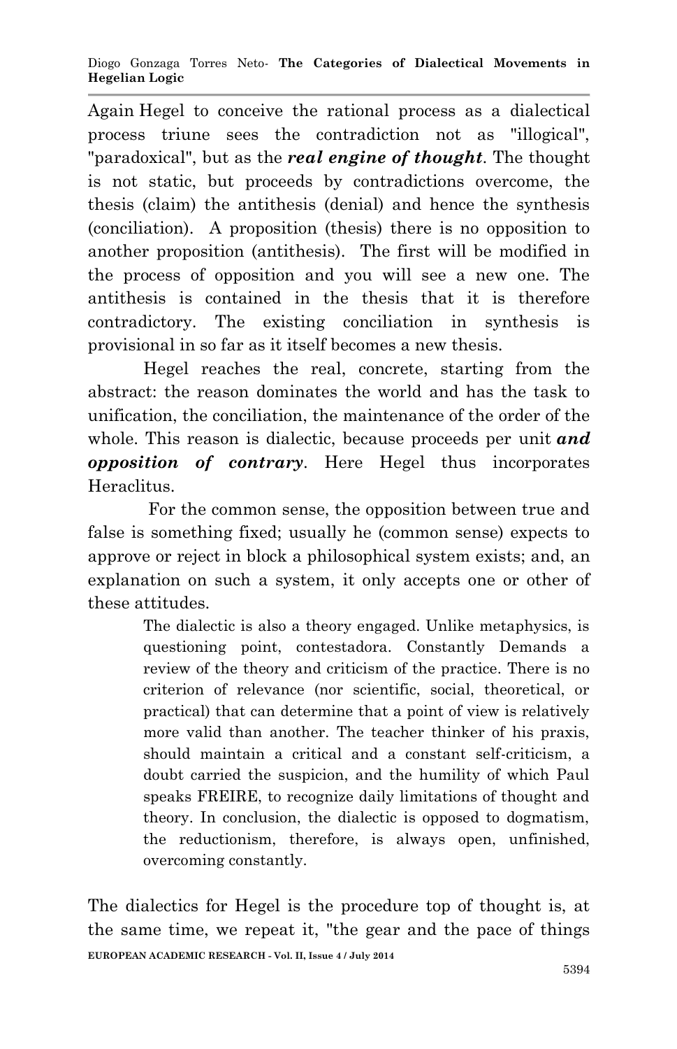Again Hegel to conceive the rational process as a dialectical process triune sees the contradiction not as "illogical", "paradoxical", but as the ***real engine of thought***. The thought is not static, but proceeds by contradictions overcome, the thesis (claim) the antithesis (denial) and hence the synthesis (conciliation). A proposition (thesis) there is no opposition to another proposition (antithesis). The first will be modified in the process of opposition and you will see a new one. The antithesis is contained in the thesis that it is therefore contradictory. The existing conciliation in synthesis is provisional in so far as it itself becomes a new thesis.

Hegel reaches the real, concrete, starting from the abstract: the reason dominates the world and has the task to unification, the conciliation, the maintenance of the order of the whole. This reason is dialectic, because proceeds per unit ***and opposition of contrary***. Here Hegel thus incorporates Heraclitus.

For the common sense, the opposition between true and false is something fixed; usually he (common sense) expects to approve or reject in block a philosophical system exists; and, an explanation on such a system, it only accepts one or other of these attitudes.

> The dialectic is also a theory engaged. Unlike metaphysics, is questioning point, contestadora. Constantly Demands a review of the theory and criticism of the practice. There is no criterion of relevance (nor scientific, social, theoretical, or practical) that can determine that a point of view is relatively more valid than another. The teacher thinker of his praxis, should maintain a critical and a constant self-criticism, a doubt carried the suspicion, and the humility of which Paul speaks FREIRE, to recognize daily limitations of thought and theory. In conclusion, the dialectic is opposed to dogmatism, the reductionism, therefore, is always open, unfinished, overcoming constantly.

The dialectics for Hegel is the procedure top of thought is, at the same time, we repeat it, "the gear and the pace of things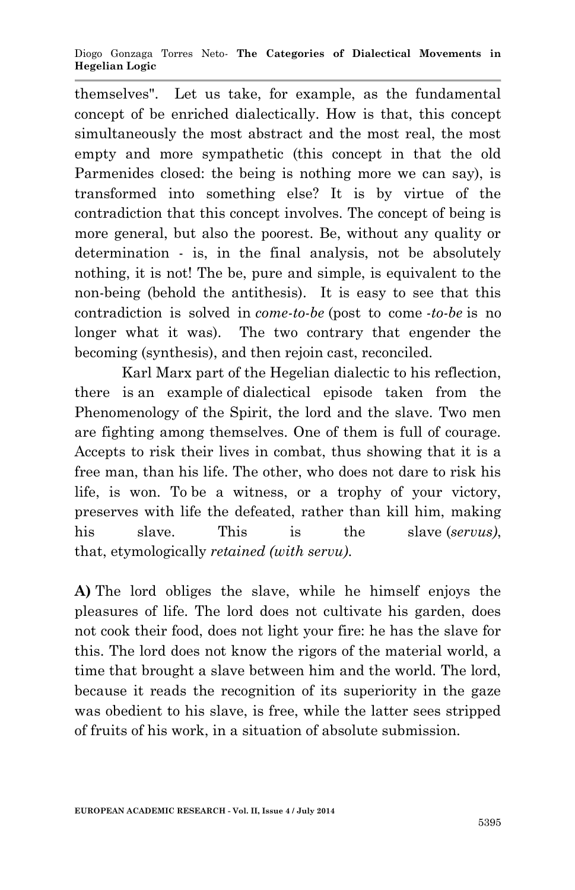themselves". Let us take, for example, as the fundamental concept of be enriched dialectically. How is that, this concept simultaneously the most abstract and the most real, the most empty and more sympathetic (this concept in that the old Parmenides closed: the being is nothing more we can say), is transformed into something else? It is by virtue of the contradiction that this concept involves. The concept of being is more general, but also the poorest. Be, without any quality or determination - is, in the final analysis, not be absolutely nothing, it is not! The be, pure and simple, is equivalent to the non-being (behold the antithesis). It is easy to see that this contradiction is solved in *come-to-be* (post to come -*to-be* is no longer what it was). The two contrary that engender the becoming (synthesis), and then rejoin cast, reconciled.

Karl Marx part of the Hegelian dialectic to his reflection, there is an example of dialectical episode taken from the Phenomenology of the Spirit, the lord and the slave. Two men are fighting among themselves. One of them is full of courage. Accepts to risk their lives in combat, thus showing that it is a free man, than his life. The other, who does not dare to risk his life, is won. To be a witness, or a trophy of your victory, preserves with life the defeated, rather than kill him, making his slave. This is the slave (*servus)*, that, etymologically *retained (with servu).*

**A)** The lord obliges the slave, while he himself enjoys the pleasures of life. The lord does not cultivate his garden, does not cook their food, does not light your fire: he has the slave for this. The lord does not know the rigors of the material world, a time that brought a slave between him and the world. The lord, because it reads the recognition of its superiority in the gaze was obedient to his slave, is free, while the latter sees stripped of fruits of his work, in a situation of absolute submission.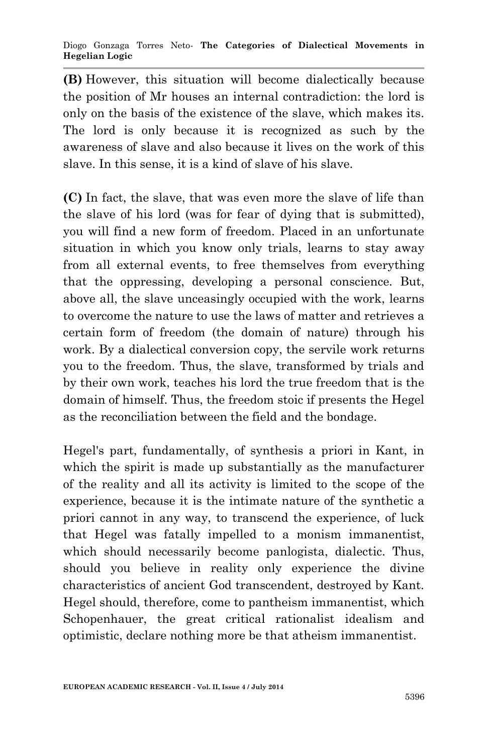**(B)** However, this situation will become dialectically because the position of Mr houses an internal contradiction: the lord is only on the basis of the existence of the slave, which makes its. The lord is only because it is recognized as such by the awareness of slave and also because it lives on the work of this slave. In this sense, it is a kind of slave of his slave.

**(C)** In fact, the slave, that was even more the slave of life than the slave of his lord (was for fear of dying that is submitted), you will find a new form of freedom. Placed in an unfortunate situation in which you know only trials, learns to stay away from all external events, to free themselves from everything that the oppressing, developing a personal conscience. But, above all, the slave unceasingly occupied with the work, learns to overcome the nature to use the laws of matter and retrieves a certain form of freedom (the domain of nature) through his work. By a dialectical conversion copy, the servile work returns you to the freedom. Thus, the slave, transformed by trials and by their own work, teaches his lord the true freedom that is the domain of himself. Thus, the freedom stoic if presents the Hegel as the reconciliation between the field and the bondage.

Hegel's part, fundamentally, of synthesis a priori in Kant, in which the spirit is made up substantially as the manufacturer of the reality and all its activity is limited to the scope of the experience, because it is the intimate nature of the synthetic a priori cannot in any way, to transcend the experience, of luck that Hegel was fatally impelled to a monism immanentist, which should necessarily become panlogista, dialectic. Thus, should you believe in reality only experience the divine characteristics of ancient God transcendent, destroyed by Kant. Hegel should, therefore, come to pantheism immanentist, which Schopenhauer, the great critical rationalist idealism and optimistic, declare nothing more be that atheism immanentist.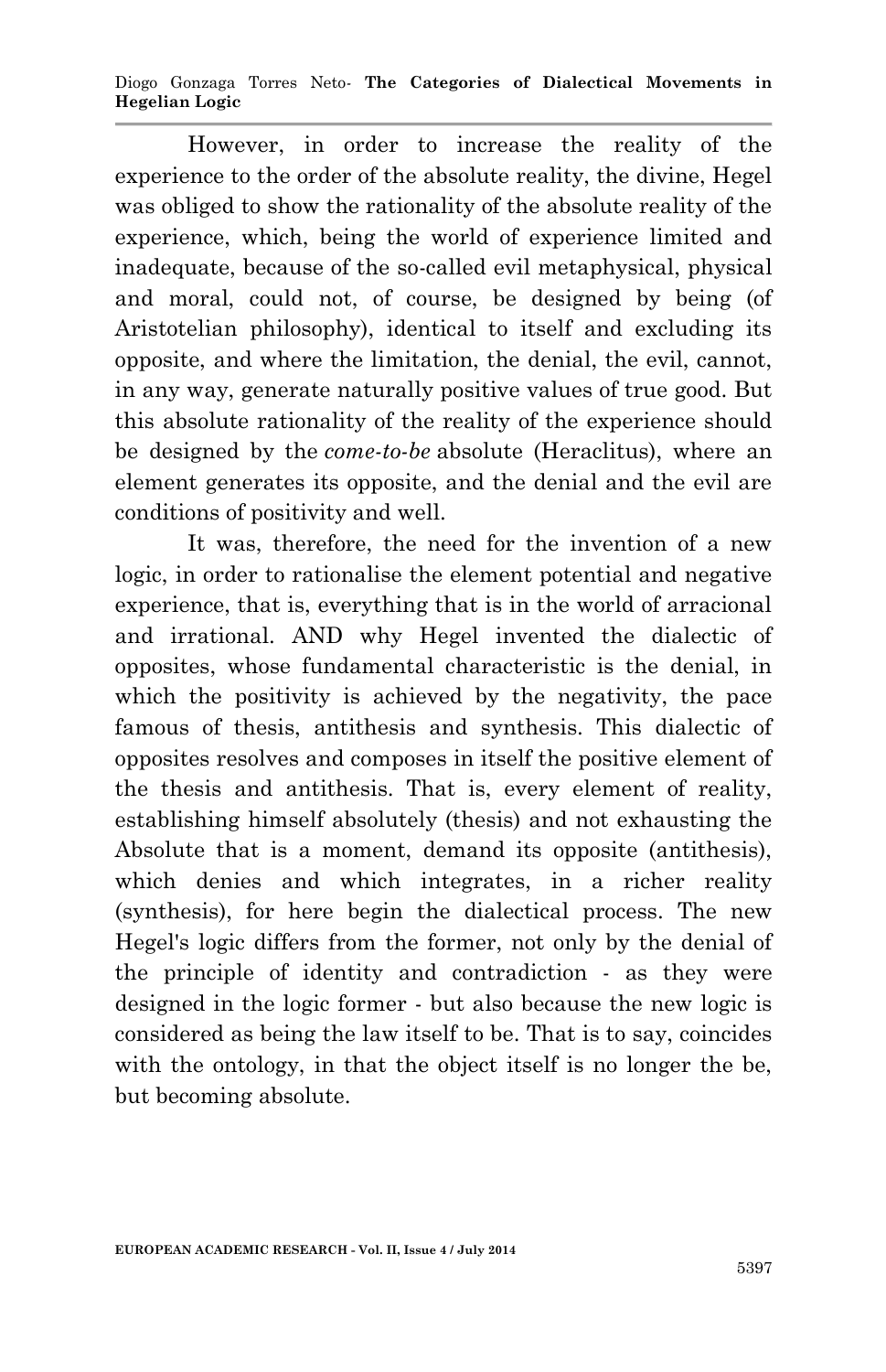However, in order to increase the reality of the experience to the order of the absolute reality, the divine, Hegel was obliged to show the rationality of the absolute reality of the experience, which, being the world of experience limited and inadequate, because of the so-called evil metaphysical, physical and moral, could not, of course, be designed by being (of Aristotelian philosophy), identical to itself and excluding its opposite, and where the limitation, the denial, the evil, cannot, in any way, generate naturally positive values of true good. But this absolute rationality of the reality of the experience should be designed by the *come-to-be* absolute (Heraclitus), where an element generates its opposite, and the denial and the evil are conditions of positivity and well.

It was, therefore, the need for the invention of a new logic, in order to rationalise the element potential and negative experience, that is, everything that is in the world of arracional and irrational. AND why Hegel invented the dialectic of opposites, whose fundamental characteristic is the denial, in which the positivity is achieved by the negativity, the pace famous of thesis, antithesis and synthesis. This dialectic of opposites resolves and composes in itself the positive element of the thesis and antithesis. That is, every element of reality, establishing himself absolutely (thesis) and not exhausting the Absolute that is a moment, demand its opposite (antithesis), which denies and which integrates, in a richer reality (synthesis), for here begin the dialectical process. The new Hegel's logic differs from the former, not only by the denial of the principle of identity and contradiction - as they were designed in the logic former - but also because the new logic is considered as being the law itself to be. That is to say, coincides with the ontology, in that the object itself is no longer the be, but becoming absolute.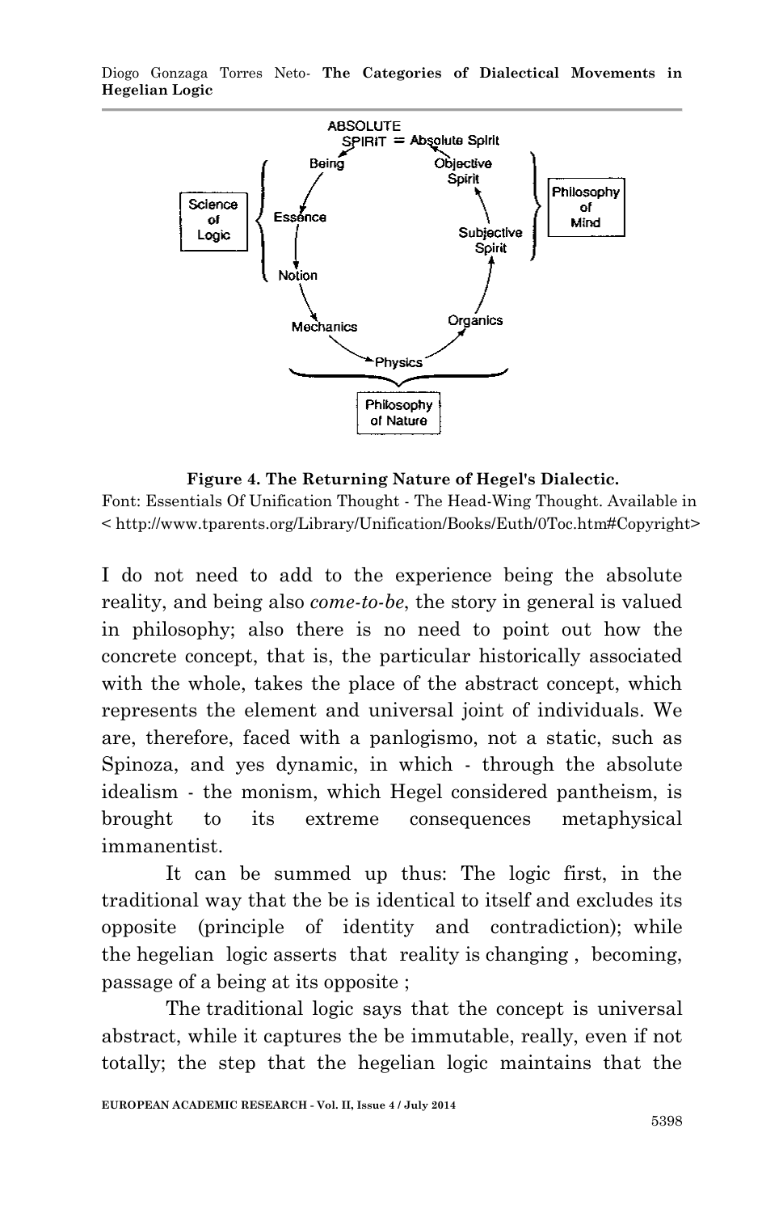**Figure 4. The Returning Nature of Hegel's Dialectic.**
Font: Essentials Of Unification Thought - The Head-Wing Thought. Available in < http://www.tparents.org/Library/Unification/Books/Euth/0Toc.htm#Copyright>

I do not need to add to the experience being the absolute reality, and being also *come-to-be*, the story in general is valued in philosophy; also there is no need to point out how the concrete concept, that is, the particular historically associated with the whole, takes the place of the abstract concept, which represents the element and universal joint of individuals. We are, therefore, faced with a panlogismo, not a static, such as Spinoza, and yes dynamic, in which - through the absolute idealism - the monism, which Hegel considered pantheism, is brought to its extreme consequences metaphysical immanentist.

It can be summed up thus: The logic first, in the traditional way that the be is identical to itself and excludes its opposite (principle of identity and contradiction); while the hegelian logic asserts that reality is changing , becoming, passage of a being at its opposite ;

The traditional logic says that the concept is universal abstract, while it captures the be immutable, really, even if not totally; the step that the hegelian logic maintains that the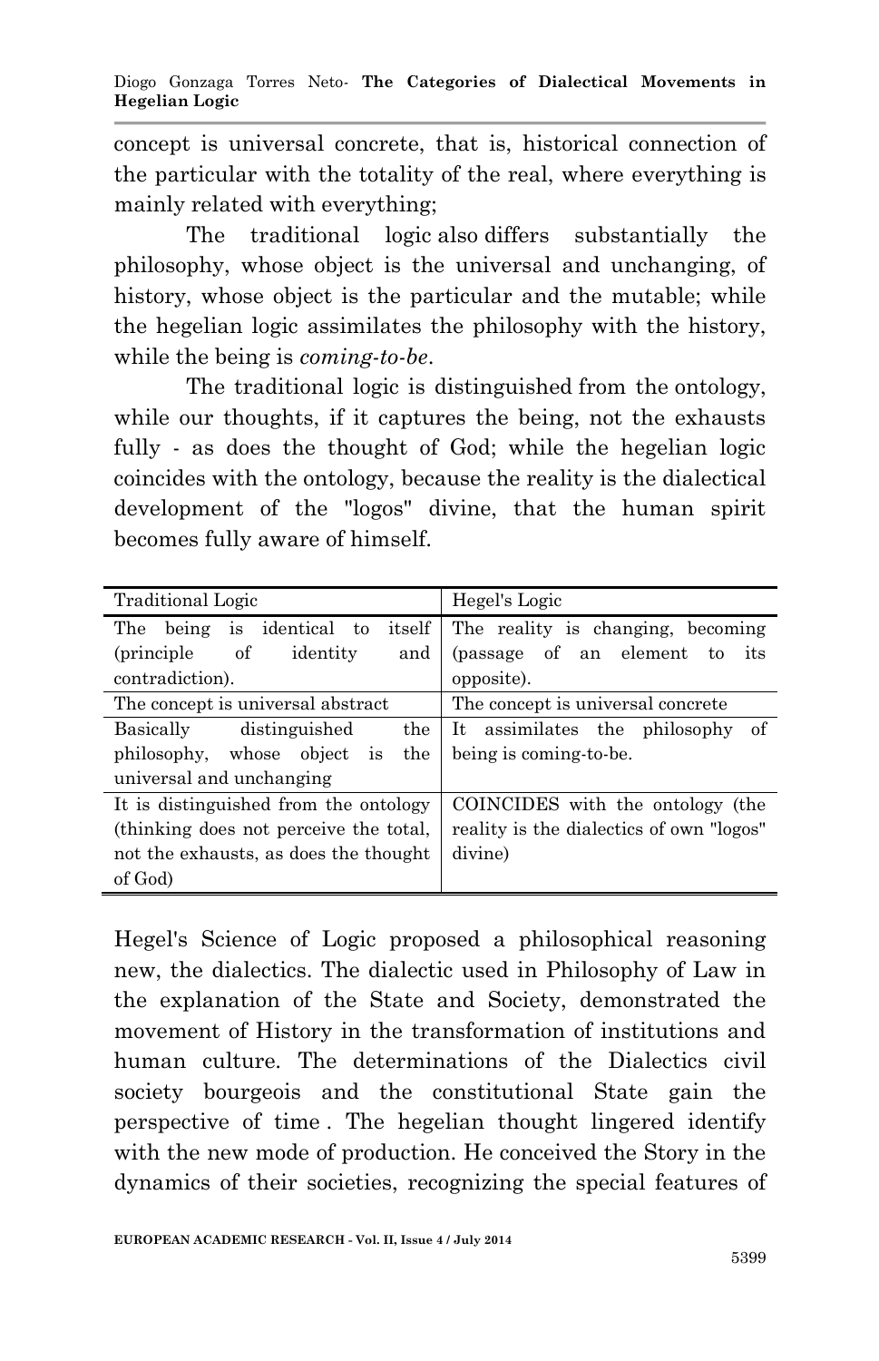concept is universal concrete, that is, historical connection of the particular with the totality of the real, where everything is mainly related with everything;

The traditional logic also differs substantially the philosophy, whose object is the universal and unchanging, of history, whose object is the particular and the mutable; while the hegelian logic assimilates the philosophy with the history, while the being is *coming-to-be*.

The traditional logic is distinguished from the ontology, while our thoughts, if it captures the being, not the exhausts fully - as does the thought of God; while the hegelian logic coincides with the ontology, because the reality is the dialectical development of the "logos" divine, that the human spirit becomes fully aware of himself.

| Traditional Logic | Hegel's Logic |
|---|---|
| The being is identical to itself (principle of identity and contradiction). | The reality is changing, becoming (passage of an element to its opposite). |
| The concept is universal abstract | The concept is universal concrete |
| Basically distinguished the philosophy, whose object is the universal and unchanging | It assimilates the philosophy of being is coming-to-be. |
| It is distinguished from the ontology (thinking does not perceive the total, not the exhausts, as does the thought of God) | COINCIDES with the ontology (the reality is the dialectics of own "logos" divine) |

Hegel's Science of Logic proposed a philosophical reasoning new, the dialectics. The dialectic used in Philosophy of Law in the explanation of the State and Society, demonstrated the movement of History in the transformation of institutions and human culture. The determinations of the Dialectics civil society bourgeois and the constitutional State gain the perspective of time . The hegelian thought lingered identify with the new mode of production. He conceived the Story in the dynamics of their societies, recognizing the special features of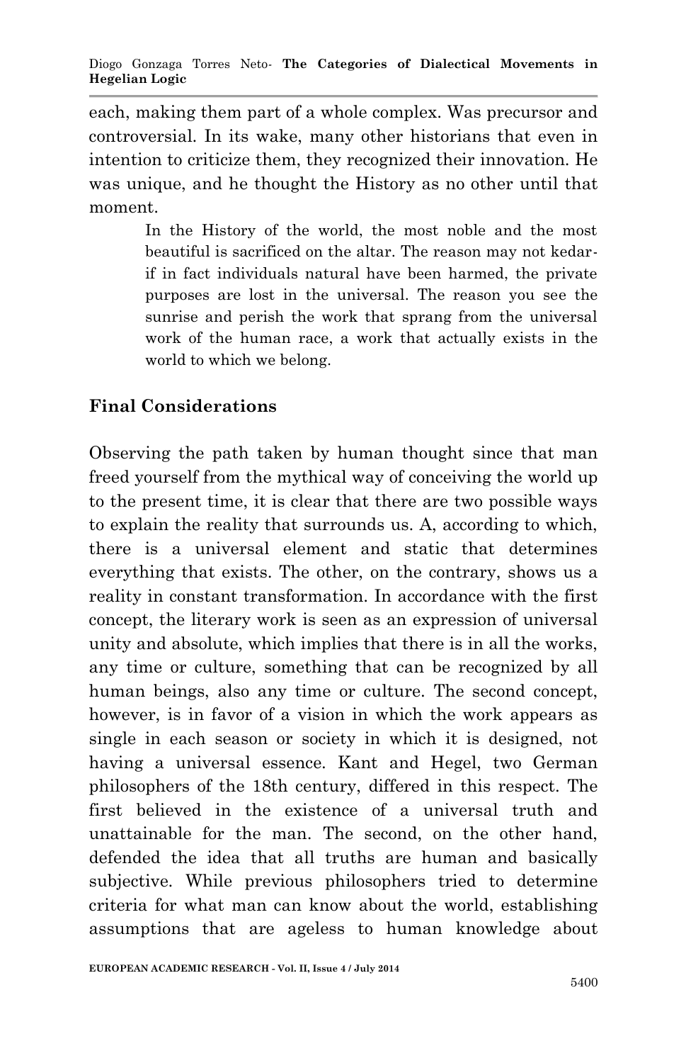each, making them part of a whole complex. Was precursor and controversial. In its wake, many other historians that even in intention to criticize them, they recognized their innovation. He was unique, and he thought the History as no other until that moment.

> In the History of the world, the most noble and the most beautiful is sacrificed on the altar. The reason may not kedar-if in fact individuals natural have been harmed, the private purposes are lost in the universal. The reason you see the sunrise and perish the work that sprang from the universal work of the human race, a work that actually exists in the world to which we belong.

## Final Considerations

Observing the path taken by human thought since that man freed yourself from the mythical way of conceiving the world up to the present time, it is clear that there are two possible ways to explain the reality that surrounds us. A, according to which, there is a universal element and static that determines everything that exists. The other, on the contrary, shows us a reality in constant transformation. In accordance with the first concept, the literary work is seen as an expression of universal unity and absolute, which implies that there is in all the works, any time or culture, something that can be recognized by all human beings, also any time or culture. The second concept, however, is in favor of a vision in which the work appears as single in each season or society in which it is designed, not having a universal essence. Kant and Hegel, two German philosophers of the 18th century, differed in this respect. The first believed in the existence of a universal truth and unattainable for the man. The second, on the other hand, defended the idea that all truths are human and basically subjective. While previous philosophers tried to determine criteria for what man can know about the world, establishing assumptions that are ageless to human knowledge about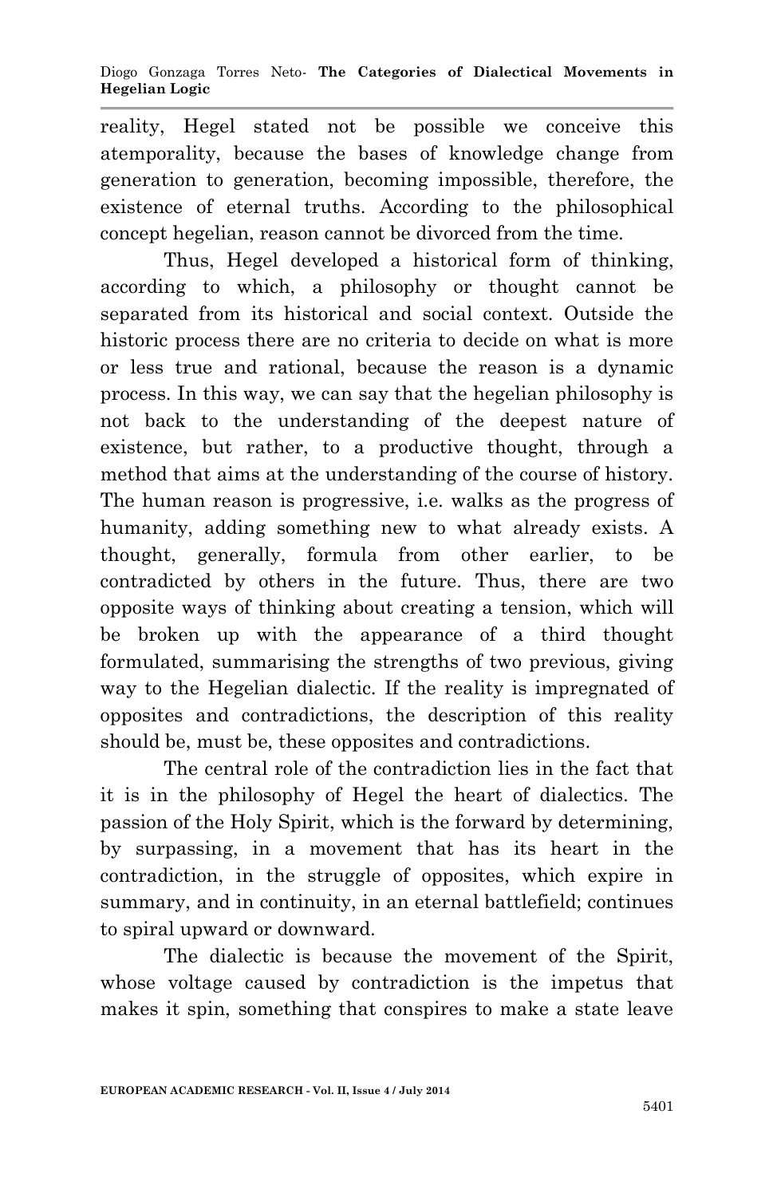reality, Hegel stated not be possible we conceive this atemporality, because the bases of knowledge change from generation to generation, becoming impossible, therefore, the existence of eternal truths. According to the philosophical concept hegelian, reason cannot be divorced from the time.

Thus, Hegel developed a historical form of thinking, according to which, a philosophy or thought cannot be separated from its historical and social context. Outside the historic process there are no criteria to decide on what is more or less true and rational, because the reason is a dynamic process. In this way, we can say that the hegelian philosophy is not back to the understanding of the deepest nature of existence, but rather, to a productive thought, through a method that aims at the understanding of the course of history. The human reason is progressive, i.e. walks as the progress of humanity, adding something new to what already exists. A thought, generally, formula from other earlier, to be contradicted by others in the future. Thus, there are two opposite ways of thinking about creating a tension, which will be broken up with the appearance of a third thought formulated, summarising the strengths of two previous, giving way to the Hegelian dialectic. If the reality is impregnated of opposites and contradictions, the description of this reality should be, must be, these opposites and contradictions.

The central role of the contradiction lies in the fact that it is in the philosophy of Hegel the heart of dialectics. The passion of the Holy Spirit, which is the forward by determining, by surpassing, in a movement that has its heart in the contradiction, in the struggle of opposites, which expire in summary, and in continuity, in an eternal battlefield; continues to spiral upward or downward.

The dialectic is because the movement of the Spirit, whose voltage caused by contradiction is the impetus that makes it spin, something that conspires to make a state leave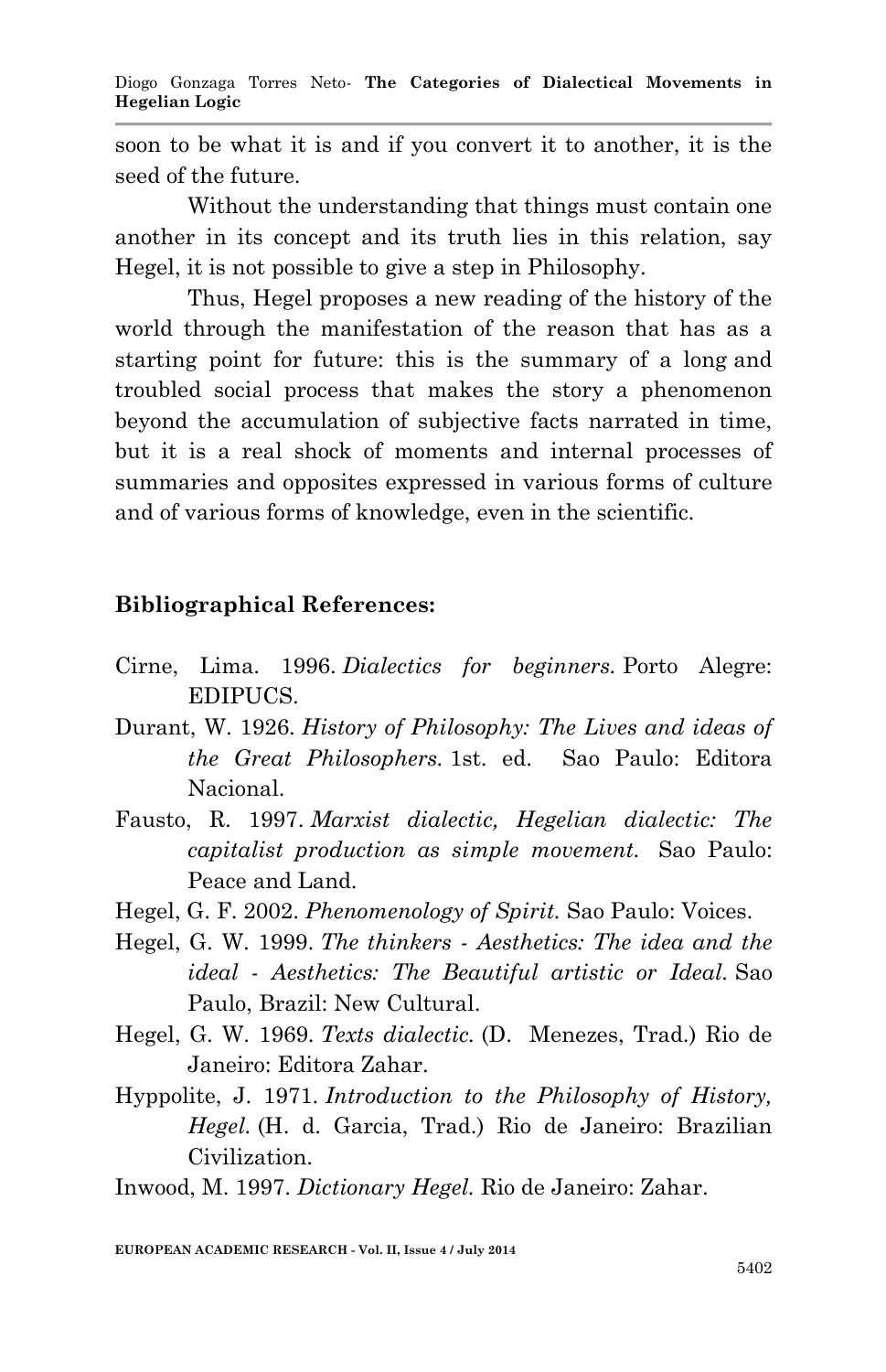soon to be what it is and if you convert it to another, it is the seed of the future.

Without the understanding that things must contain one another in its concept and its truth lies in this relation, say Hegel, it is not possible to give a step in Philosophy.

Thus, Hegel proposes a new reading of the history of the world through the manifestation of the reason that has as a starting point for future: this is the summary of a long and troubled social process that makes the story a phenomenon beyond the accumulation of subjective facts narrated in time, but it is a real shock of moments and internal processes of summaries and opposites expressed in various forms of culture and of various forms of knowledge, even in the scientific.

## Bibliographical References:

Cirne, Lima. 1996. *Dialectics for beginners*. Porto Alegre: EDIPUCS.

Durant, W. 1926. *History of Philosophy: The Lives and ideas of the Great Philosophers*. 1st. ed. Sao Paulo: Editora Nacional.

Fausto, R. 1997. *Marxist dialectic, Hegelian dialectic: The capitalist production as simple movement.* Sao Paulo: Peace and Land.

Hegel, G. F. 2002. *Phenomenology of Spirit.* Sao Paulo: Voices.

Hegel, G. W. 1999. *The thinkers - Aesthetics: The idea and the ideal - Aesthetics: The Beautiful artistic or Ideal*. Sao Paulo, Brazil: New Cultural.

Hegel, G. W. 1969. *Texts dialectic*. (D. Menezes, Trad.) Rio de Janeiro: Editora Zahar.

Hyppolite, J. 1971. *Introduction to the Philosophy of History, Hegel*. (H. d. Garcia, Trad.) Rio de Janeiro: Brazilian Civilization.

Inwood, M. 1997. *Dictionary Hegel.* Rio de Janeiro: Zahar.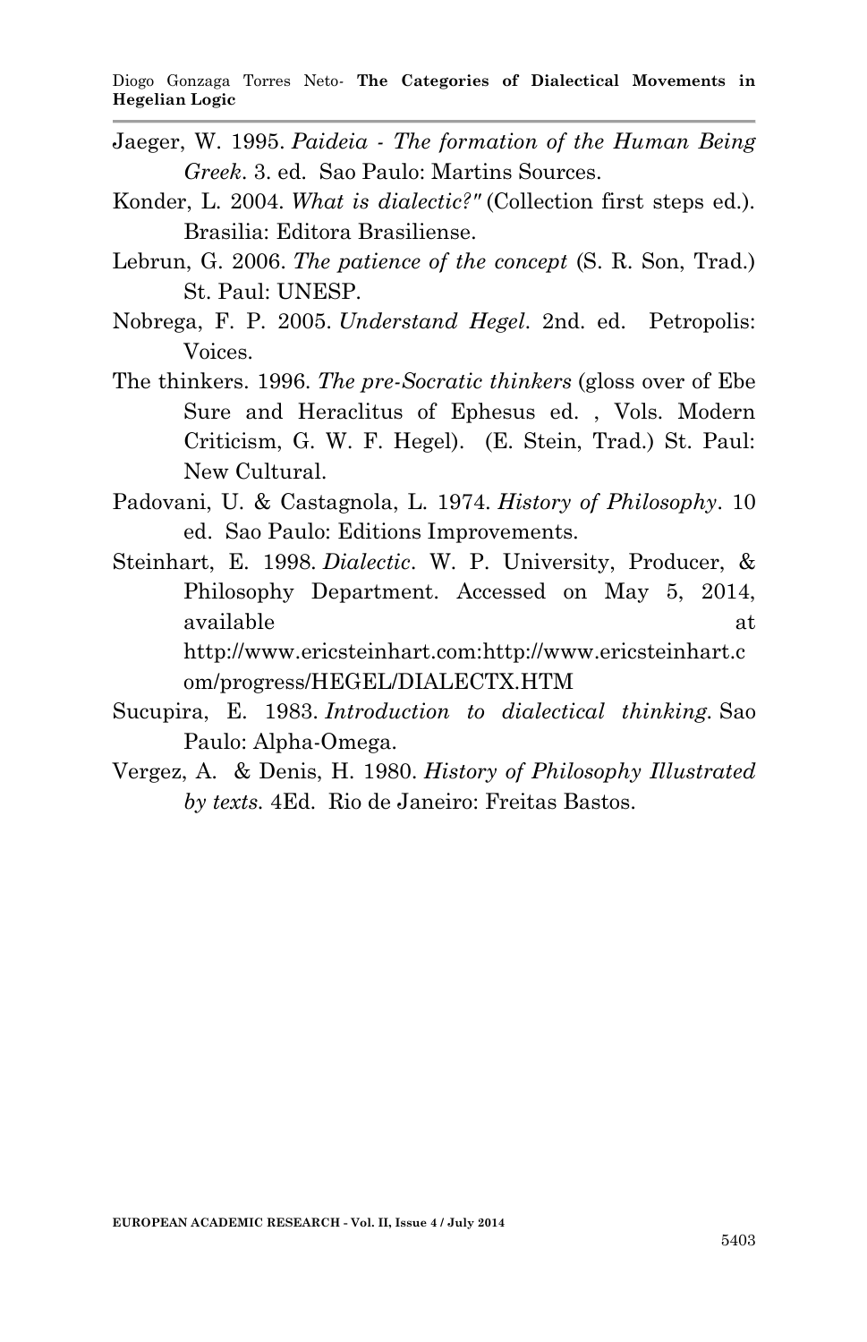Jaeger, W. 1995. *Paideia - The formation of the Human Being Greek*. 3. ed. Sao Paulo: Martins Sources.

Konder, L. 2004. *What is dialectic?"* (Collection first steps ed.). Brasilia: Editora Brasiliense.

Lebrun, G. 2006. *The patience of the concept* (S. R. Son, Trad.) St. Paul: UNESP.

Nobrega, F. P. 2005. *Understand Hegel*. 2nd. ed. Petropolis: Voices.

The thinkers. 1996. *The pre-Socratic thinkers* (gloss over of Ebe Sure and Heraclitus of Ephesus ed. , Vols. Modern Criticism, G. W. F. Hegel). (E. Stein, Trad.) St. Paul: New Cultural.

Padovani, U. & Castagnola, L. 1974. *History of Philosophy*. 10 ed. Sao Paulo: Editions Improvements.

Steinhart, E. 1998. *Dialectic*. W. P. University, Producer, & Philosophy Department. Accessed on May 5, 2014, available at http://www.ericsteinhart.com:http://www.ericsteinhart.com/progress/HEGEL/DIALECTX.HTM

Sucupira, E. 1983. *Introduction to dialectical thinking*. Sao Paulo: Alpha-Omega.

Vergez, A. & Denis, H. 1980. *History of Philosophy Illustrated by texts*. 4Ed. Rio de Janeiro: Freitas Bastos.